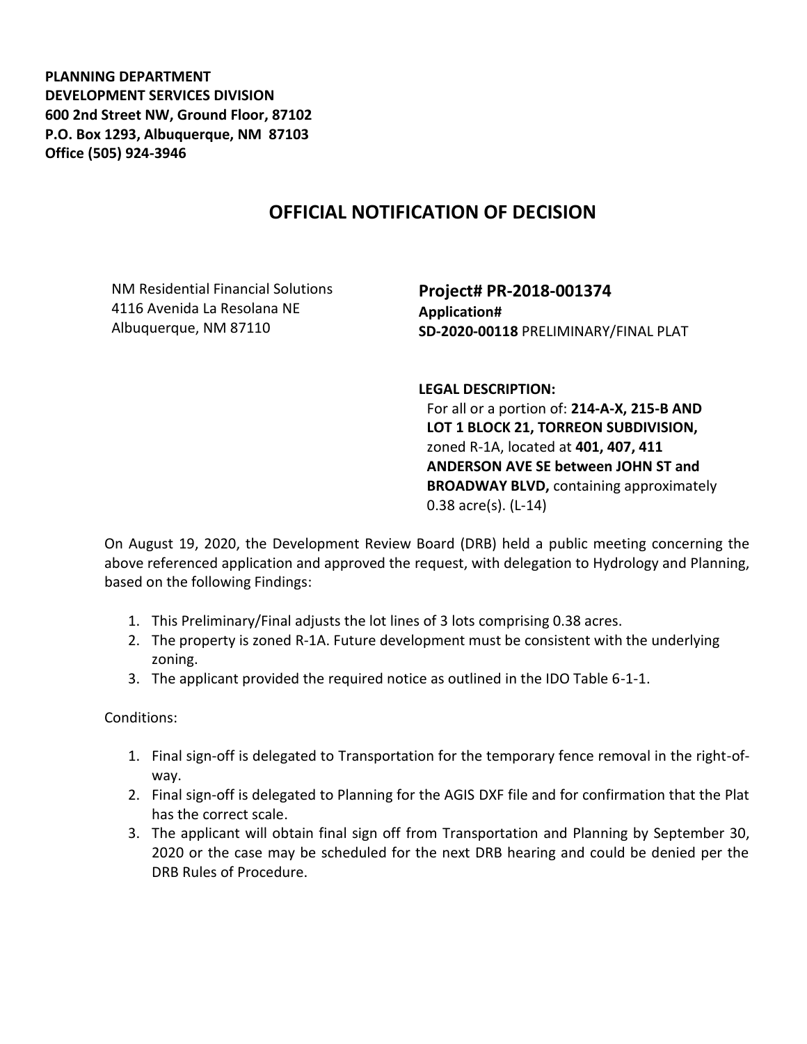**PLANNING DEPARTMENT**
**DEVELOPMENT SERVICES DIVISION**
**600 2nd Street NW, Ground Floor, 87102**
**P.O. Box 1293, Albuquerque, NM 87103**
**Office (505) 924-3946**

# OFFICIAL NOTIFICATION OF DECISION

NM Residential Financial Solutions
4116 Avenida La Resolana NE
Albuquerque, NM 87110

**Project# PR-2018-001374**
**Application#**
**SD-2020-00118** PRELIMINARY/FINAL PLAT

**LEGAL DESCRIPTION:**
For all or a portion of: **214-A-X, 215-B AND LOT 1 BLOCK 21, TORREON SUBDIVISION,** zoned R-1A, located at **401, 407, 411 ANDERSON AVE SE between JOHN ST and BROADWAY BLVD,** containing approximately 0.38 acre(s). (L-14)

On August 19, 2020, the Development Review Board (DRB) held a public meeting concerning the above referenced application and approved the request, with delegation to Hydrology and Planning, based on the following Findings:

1. This Preliminary/Final adjusts the lot lines of 3 lots comprising 0.38 acres.
2. The property is zoned R-1A. Future development must be consistent with the underlying zoning.
3. The applicant provided the required notice as outlined in the IDO Table 6-1-1.

Conditions:

1. Final sign-off is delegated to Transportation for the temporary fence removal in the right-of-way.
2. Final sign-off is delegated to Planning for the AGIS DXF file and for confirmation that the Plat has the correct scale.
3. The applicant will obtain final sign off from Transportation and Planning by September 30, 2020 or the case may be scheduled for the next DRB hearing and could be denied per the DRB Rules of Procedure.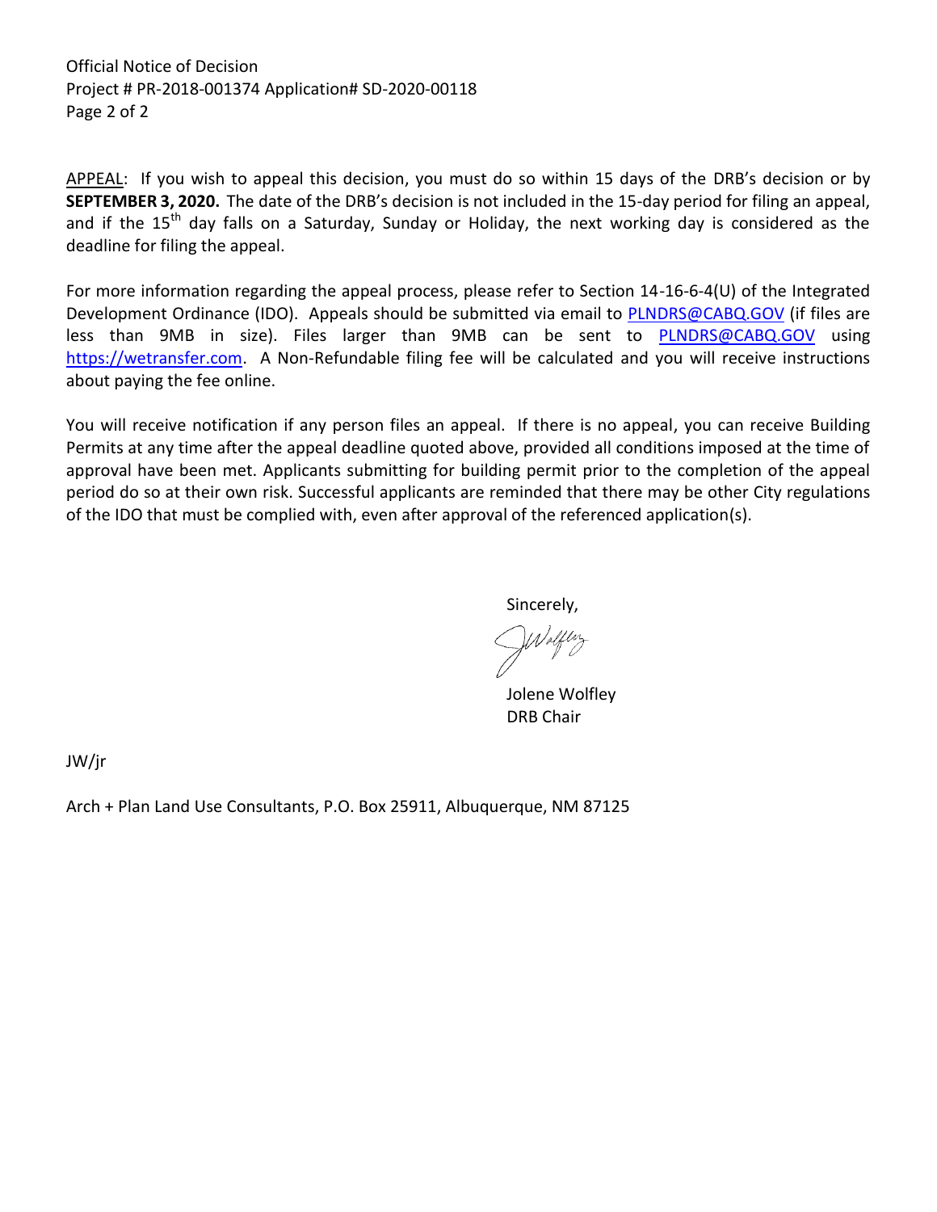Official Notice of Decision
Project # PR-2018-001374 Application# SD-2020-00118

APPEAL: If you wish to appeal this decision, you must do so within 15 days of the DRB's decision or by **SEPTEMBER 3, 2020.** The date of the DRB's decision is not included in the 15-day period for filing an appeal, and if the 15th day falls on a Saturday, Sunday or Holiday, the next working day is considered as the deadline for filing the appeal.

For more information regarding the appeal process, please refer to Section 14-16-6-4(U) of the Integrated Development Ordinance (IDO). Appeals should be submitted via email to PLNDRS@CABQ.GOV (if files are less than 9MB in size). Files larger than 9MB can be sent to PLNDRS@CABQ.GOV using https://wetransfer.com. A Non-Refundable filing fee will be calculated and you will receive instructions about paying the fee online.

You will receive notification if any person files an appeal. If there is no appeal, you can receive Building Permits at any time after the appeal deadline quoted above, provided all conditions imposed at the time of approval have been met. Applicants submitting for building permit prior to the completion of the appeal period do so at their own risk. Successful applicants are reminded that there may be other City regulations of the IDO that must be complied with, even after approval of the referenced application(s).

Sincerely,

Jolene Wolfley
DRB Chair

JW/jr

Arch + Plan Land Use Consultants, P.O. Box 25911, Albuquerque, NM 87125